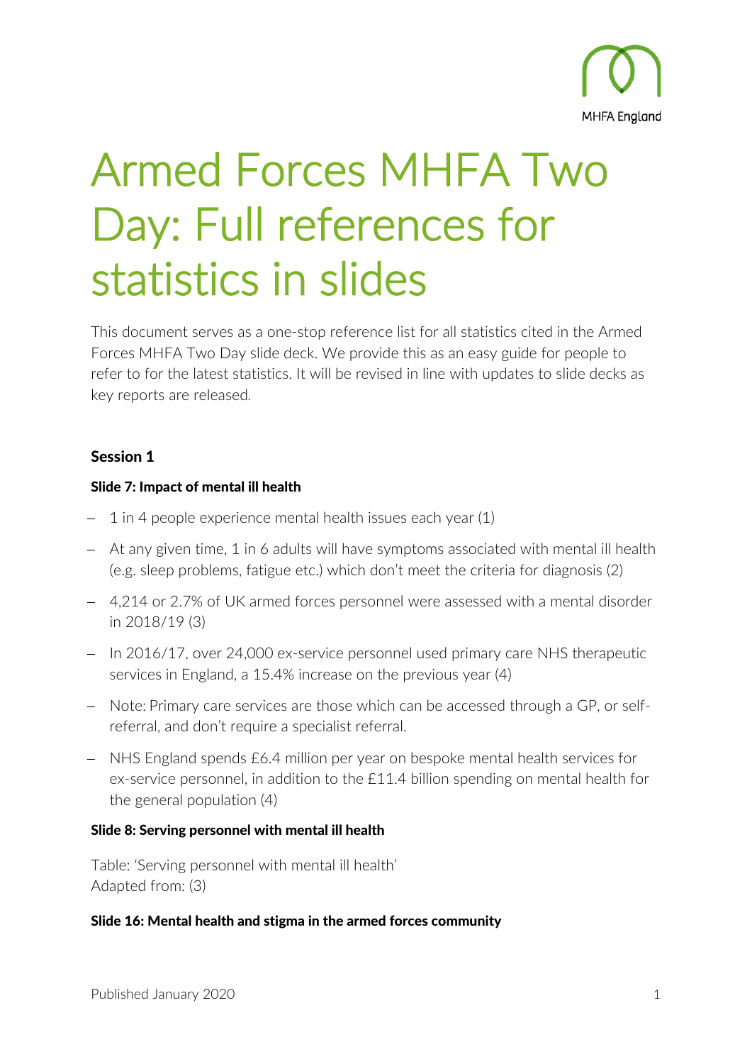# Armed Forces MHFA Two Day: Full references for statistics in slides

This document serves as a one-stop reference list for all statistics cited in the Armed Forces MHFA Two Day slide deck. We provide this as an easy guide for people to refer to for the latest statistics. It will be revised in line with updates to slide decks as key reports are released.

## Session 1

### Slide 7: Impact of mental ill health

- 1 in 4 people experience mental health issues each year (1)
- At any given time, 1 in 6 adults will have symptoms associated with mental ill health (e.g. sleep problems, fatigue etc.) which don't meet the criteria for diagnosis (2)
- 4,214 or 2.7% of UK armed forces personnel were assessed with a mental disorder in 2018/19 (3)
- In 2016/17, over 24,000 ex-service personnel used primary care NHS therapeutic services in England, a 15.4% increase on the previous year (4)
- Note: Primary care services are those which can be accessed through a GP, or self-referral, and don't require a specialist referral.
- NHS England spends £6.4 million per year on bespoke mental health services for ex-service personnel, in addition to the £11.4 billion spending on mental health for the general population (4)

### Slide 8: Serving personnel with mental ill health

Table: 'Serving personnel with mental ill health'
Adapted from: (3)

### Slide 16: Mental health and stigma in the armed forces community

Published January 2020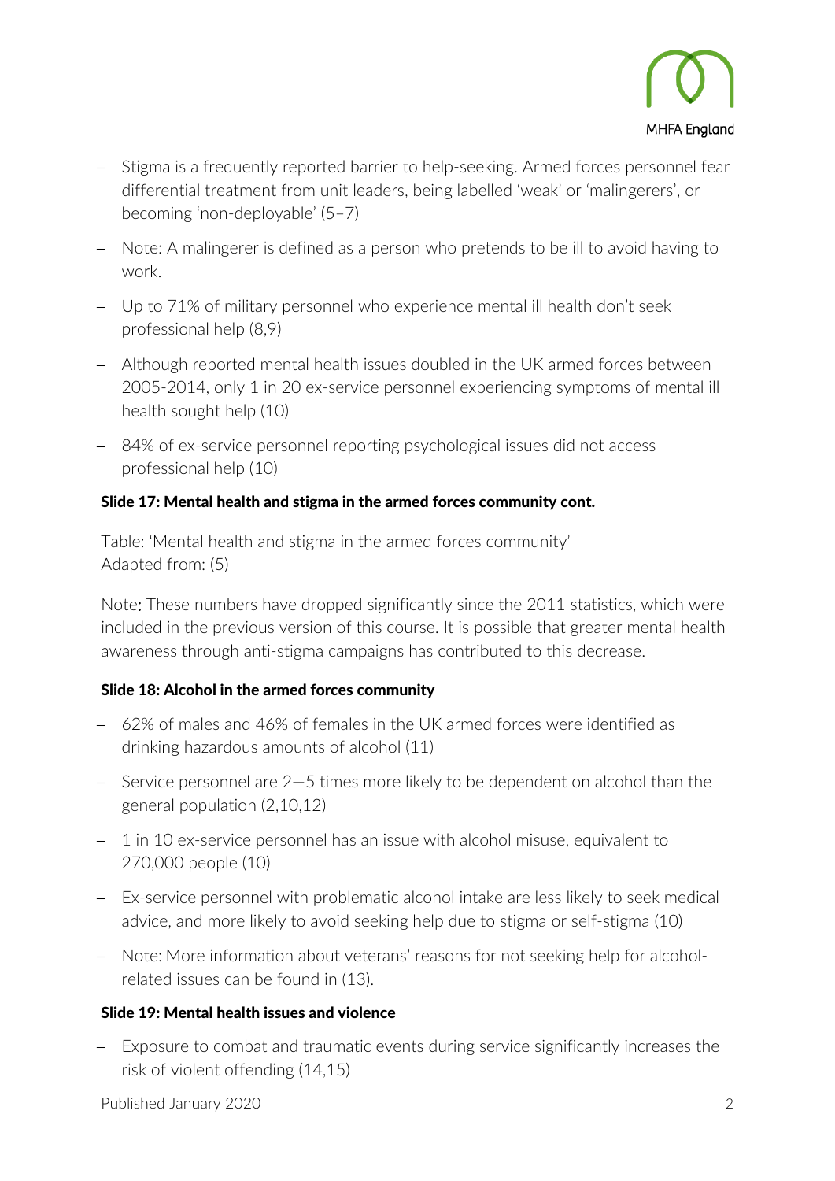- Stigma is a frequently reported barrier to help-seeking. Armed forces personnel fear differential treatment from unit leaders, being labelled 'weak' or 'malingerers', or becoming 'non-deployable' (5–7)
- Note: A malingerer is defined as a person who pretends to be ill to avoid having to work.
- Up to 71% of military personnel who experience mental ill health don't seek professional help (8,9)
- Although reported mental health issues doubled in the UK armed forces between 2005-2014, only 1 in 20 ex-service personnel experiencing symptoms of mental ill health sought help (10)
- 84% of ex-service personnel reporting psychological issues did not access professional help (10)

**Slide 17: Mental health and stigma in the armed forces community cont.**

Table: 'Mental health and stigma in the armed forces community'
Adapted from: (5)

Note: These numbers have dropped significantly since the 2011 statistics, which were included in the previous version of this course. It is possible that greater mental health awareness through anti-stigma campaigns has contributed to this decrease.

**Slide 18: Alcohol in the armed forces community**

- 62% of males and 46% of females in the UK armed forces were identified as drinking hazardous amounts of alcohol (11)
- Service personnel are 2—5 times more likely to be dependent on alcohol than the general population (2,10,12)
- 1 in 10 ex-service personnel has an issue with alcohol misuse, equivalent to 270,000 people (10)
- Ex-service personnel with problematic alcohol intake are less likely to seek medical advice, and more likely to avoid seeking help due to stigma or self-stigma (10)
- Note: More information about veterans' reasons for not seeking help for alcohol-related issues can be found in (13).

**Slide 19: Mental health issues and violence**

- Exposure to combat and traumatic events during service significantly increases the risk of violent offending (14,15)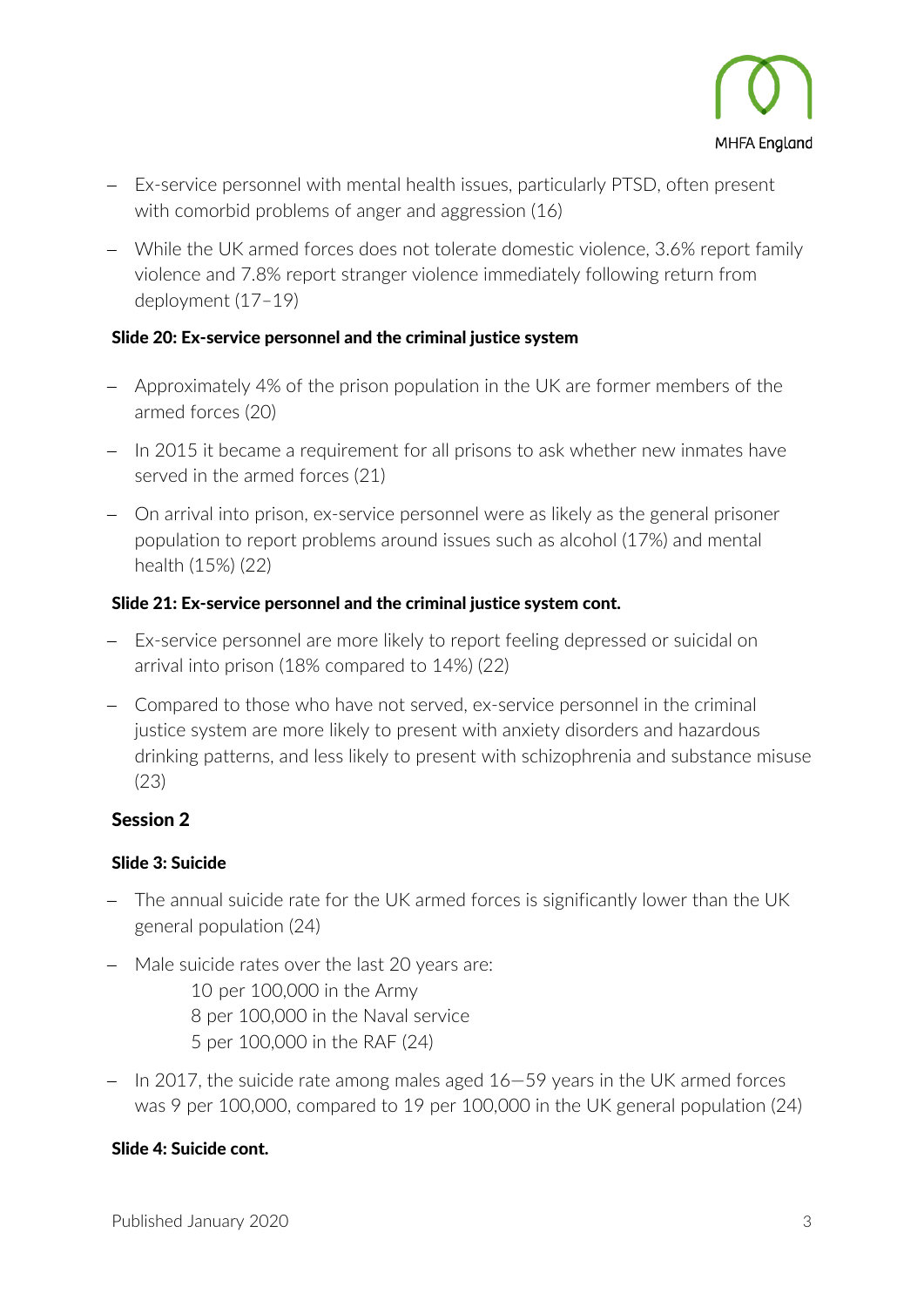- Ex-service personnel with mental health issues, particularly PTSD, often present with comorbid problems of anger and aggression (16)
- While the UK armed forces does not tolerate domestic violence, 3.6% report family violence and 7.8% report stranger violence immediately following return from deployment (17–19)

#### Slide 20: Ex-service personnel and the criminal justice system

- Approximately 4% of the prison population in the UK are former members of the armed forces (20)
- In 2015 it became a requirement for all prisons to ask whether new inmates have served in the armed forces (21)
- On arrival into prison, ex-service personnel were as likely as the general prisoner population to report problems around issues such as alcohol (17%) and mental health (15%) (22)

#### Slide 21: Ex-service personnel and the criminal justice system cont.

- Ex-service personnel are more likely to report feeling depressed or suicidal on arrival into prison (18% compared to 14%) (22)
- Compared to those who have not served, ex-service personnel in the criminal justice system are more likely to present with anxiety disorders and hazardous drinking patterns, and less likely to present with schizophrenia and substance misuse (23)

### Session 2

#### Slide 3: Suicide

- The annual suicide rate for the UK armed forces is significantly lower than the UK general population (24)
- Male suicide rates over the last 20 years are:
  - 10 per 100,000 in the Army
  - 8 per 100,000 in the Naval service
  - 5 per 100,000 in the RAF (24)
- In 2017, the suicide rate among males aged 16—59 years in the UK armed forces was 9 per 100,000, compared to 19 per 100,000 in the UK general population (24)

#### Slide 4: Suicide cont.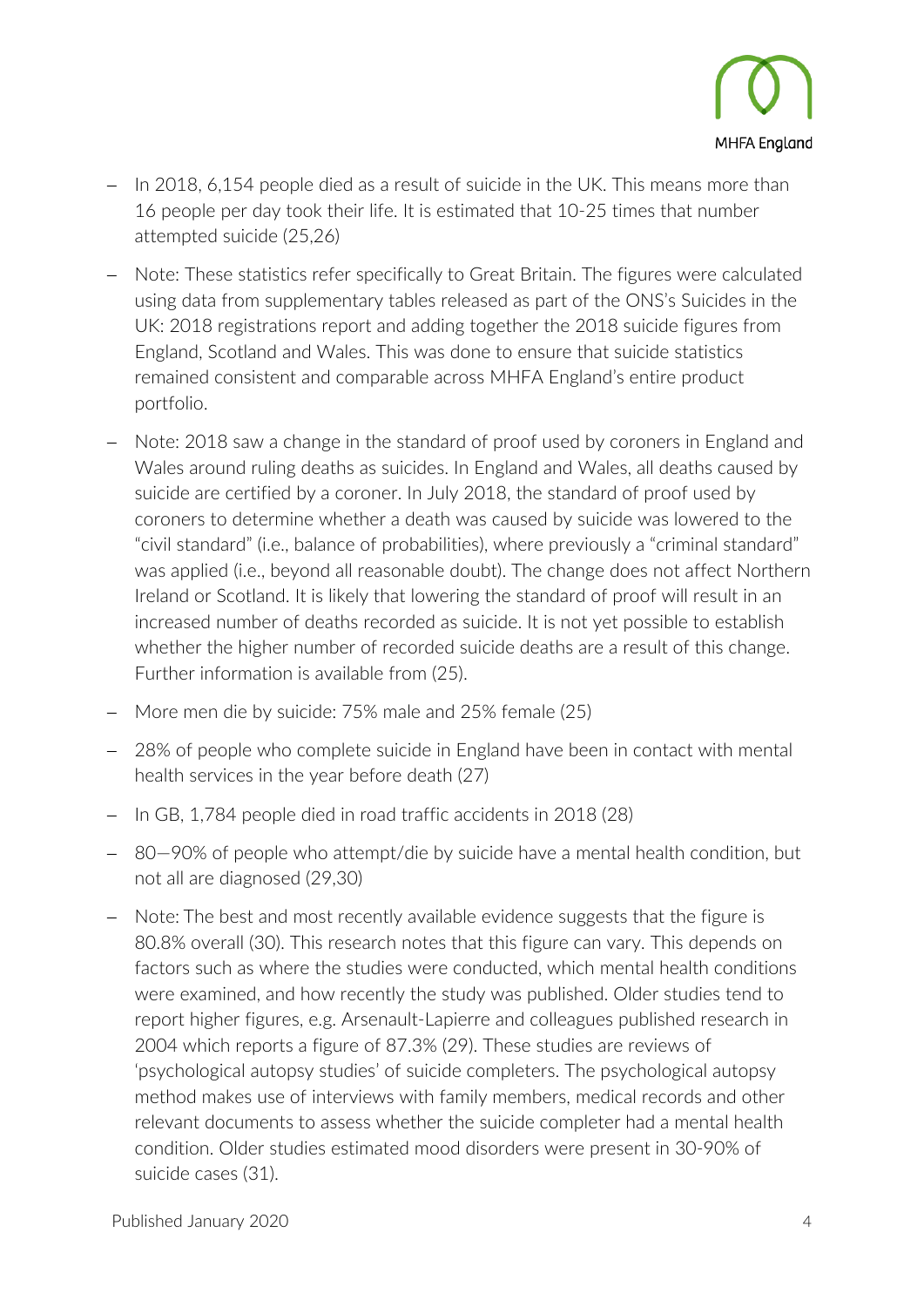- In 2018, 6,154 people died as a result of suicide in the UK. This means more than 16 people per day took their life. It is estimated that 10-25 times that number attempted suicide (25,26)
- Note: These statistics refer specifically to Great Britain. The figures were calculated using data from supplementary tables released as part of the ONS's Suicides in the UK: 2018 registrations report and adding together the 2018 suicide figures from England, Scotland and Wales. This was done to ensure that suicide statistics remained consistent and comparable across MHFA England's entire product portfolio.
- Note: 2018 saw a change in the standard of proof used by coroners in England and Wales around ruling deaths as suicides. In England and Wales, all deaths caused by suicide are certified by a coroner. In July 2018, the standard of proof used by coroners to determine whether a death was caused by suicide was lowered to the "civil standard" (i.e., balance of probabilities), where previously a "criminal standard" was applied (i.e., beyond all reasonable doubt). The change does not affect Northern Ireland or Scotland. It is likely that lowering the standard of proof will result in an increased number of deaths recorded as suicide. It is not yet possible to establish whether the higher number of recorded suicide deaths are a result of this change. Further information is available from (25).
- More men die by suicide: 75% male and 25% female (25)
- 28% of people who complete suicide in England have been in contact with mental health services in the year before death (27)
- In GB, 1,784 people died in road traffic accidents in 2018 (28)
- 80—90% of people who attempt/die by suicide have a mental health condition, but not all are diagnosed (29,30)
- Note: The best and most recently available evidence suggests that the figure is 80.8% overall (30). This research notes that this figure can vary. This depends on factors such as where the studies were conducted, which mental health conditions were examined, and how recently the study was published. Older studies tend to report higher figures, e.g. Arsenault-Lapierre and colleagues published research in 2004 which reports a figure of 87.3% (29). These studies are reviews of 'psychological autopsy studies' of suicide completers. The psychological autopsy method makes use of interviews with family members, medical records and other relevant documents to assess whether the suicide completer had a mental health condition. Older studies estimated mood disorders were present in 30-90% of suicide cases (31).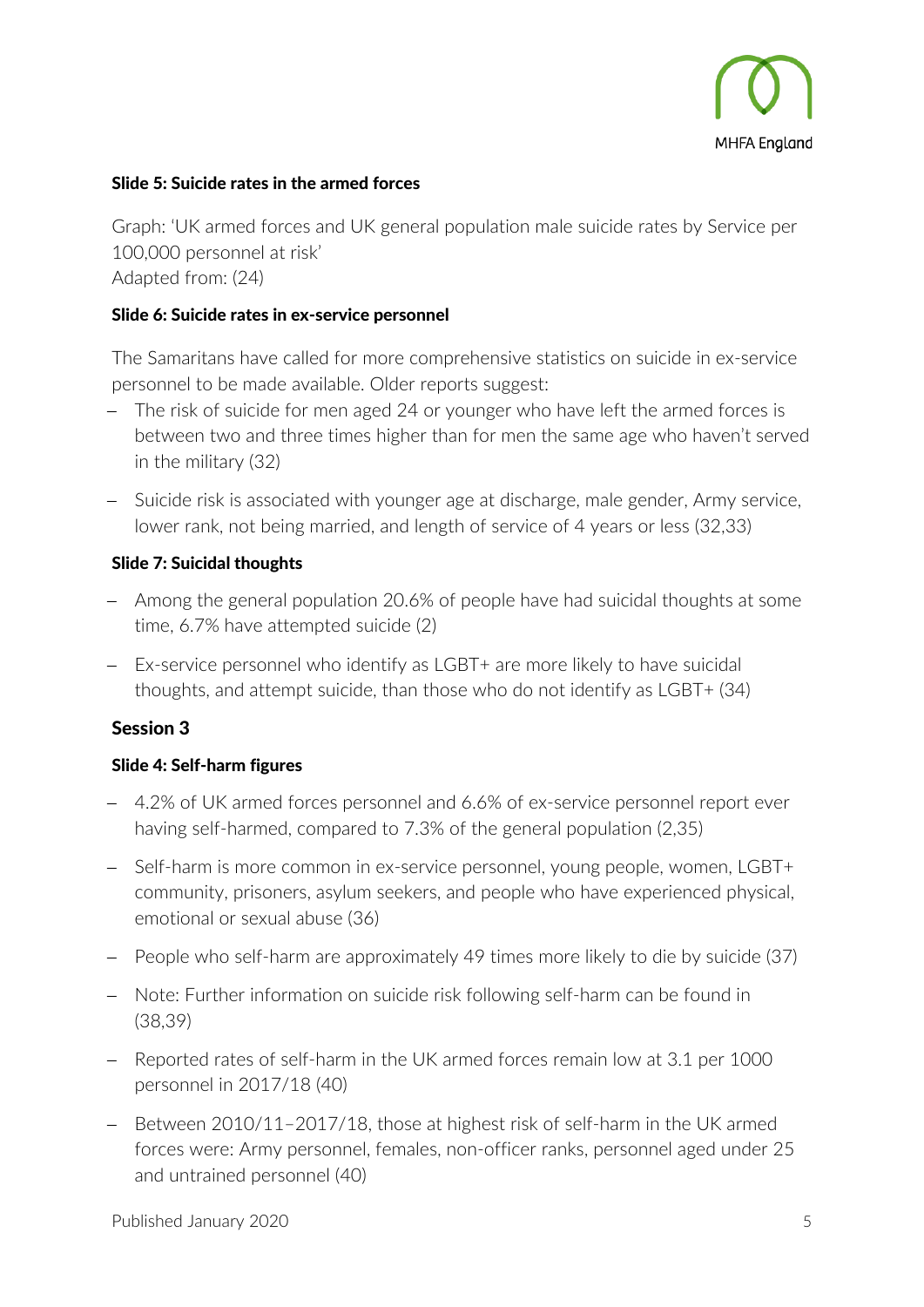**Slide 5: Suicide rates in the armed forces**

Graph: 'UK armed forces and UK general population male suicide rates by Service per 100,000 personnel at risk'
Adapted from: (24)

**Slide 6: Suicide rates in ex-service personnel**

The Samaritans have called for more comprehensive statistics on suicide in ex-service personnel to be made available. Older reports suggest:

- The risk of suicide for men aged 24 or younger who have left the armed forces is between two and three times higher than for men the same age who haven't served in the military (32)
- Suicide risk is associated with younger age at discharge, male gender, Army service, lower rank, not being married, and length of service of 4 years or less (32,33)

**Slide 7: Suicidal thoughts**

- Among the general population 20.6% of people have had suicidal thoughts at some time, 6.7% have attempted suicide (2)
- Ex-service personnel who identify as LGBT+ are more likely to have suicidal thoughts, and attempt suicide, than those who do not identify as LGBT+ (34)

## Session 3

**Slide 4: Self-harm figures**

- 4.2% of UK armed forces personnel and 6.6% of ex-service personnel report ever having self-harmed, compared to 7.3% of the general population (2,35)
- Self-harm is more common in ex-service personnel, young people, women, LGBT+ community, prisoners, asylum seekers, and people who have experienced physical, emotional or sexual abuse (36)
- People who self-harm are approximately 49 times more likely to die by suicide (37)
- Note: Further information on suicide risk following self-harm can be found in (38,39)
- Reported rates of self-harm in the UK armed forces remain low at 3.1 per 1000 personnel in 2017/18 (40)
- Between 2010/11–2017/18, those at highest risk of self-harm in the UK armed forces were: Army personnel, females, non-officer ranks, personnel aged under 25 and untrained personnel (40)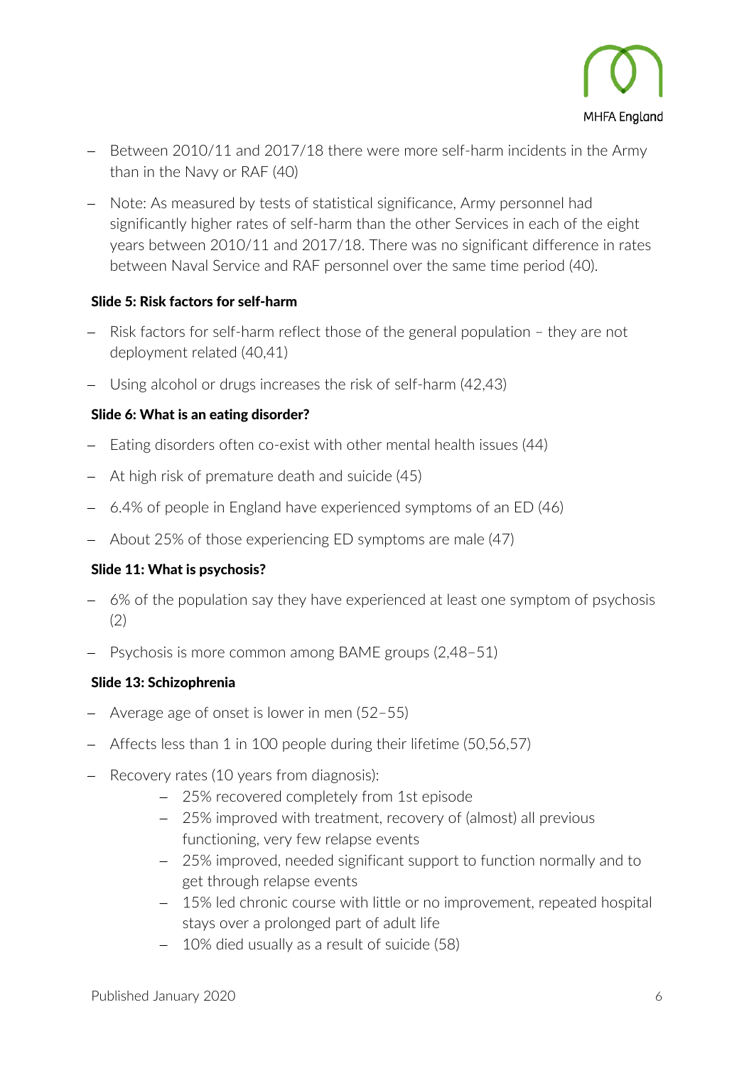- Between 2010/11 and 2017/18 there were more self-harm incidents in the Army than in the Navy or RAF (40)
- Note: As measured by tests of statistical significance, Army personnel had significantly higher rates of self-harm than the other Services in each of the eight years between 2010/11 and 2017/18. There was no significant difference in rates between Naval Service and RAF personnel over the same time period (40).

**Slide 5: Risk factors for self-harm**

- Risk factors for self-harm reflect those of the general population – they are not deployment related (40,41)
- Using alcohol or drugs increases the risk of self-harm (42,43)

**Slide 6: What is an eating disorder?**

- Eating disorders often co-exist with other mental health issues (44)
- At high risk of premature death and suicide (45)
- 6.4% of people in England have experienced symptoms of an ED (46)
- About 25% of those experiencing ED symptoms are male (47)

**Slide 11: What is psychosis?**

- 6% of the population say they have experienced at least one symptom of psychosis (2)
- Psychosis is more common among BAME groups (2,48–51)

**Slide 13: Schizophrenia**

- Average age of onset is lower in men (52–55)
- Affects less than 1 in 100 people during their lifetime (50,56,57)
- Recovery rates (10 years from diagnosis):
    - 25% recovered completely from 1st episode
    - 25% improved with treatment, recovery of (almost) all previous functioning, very few relapse events
    - 25% improved, needed significant support to function normally and to get through relapse events
    - 15% led chronic course with little or no improvement, repeated hospital stays over a prolonged part of adult life
    - 10% died usually as a result of suicide (58)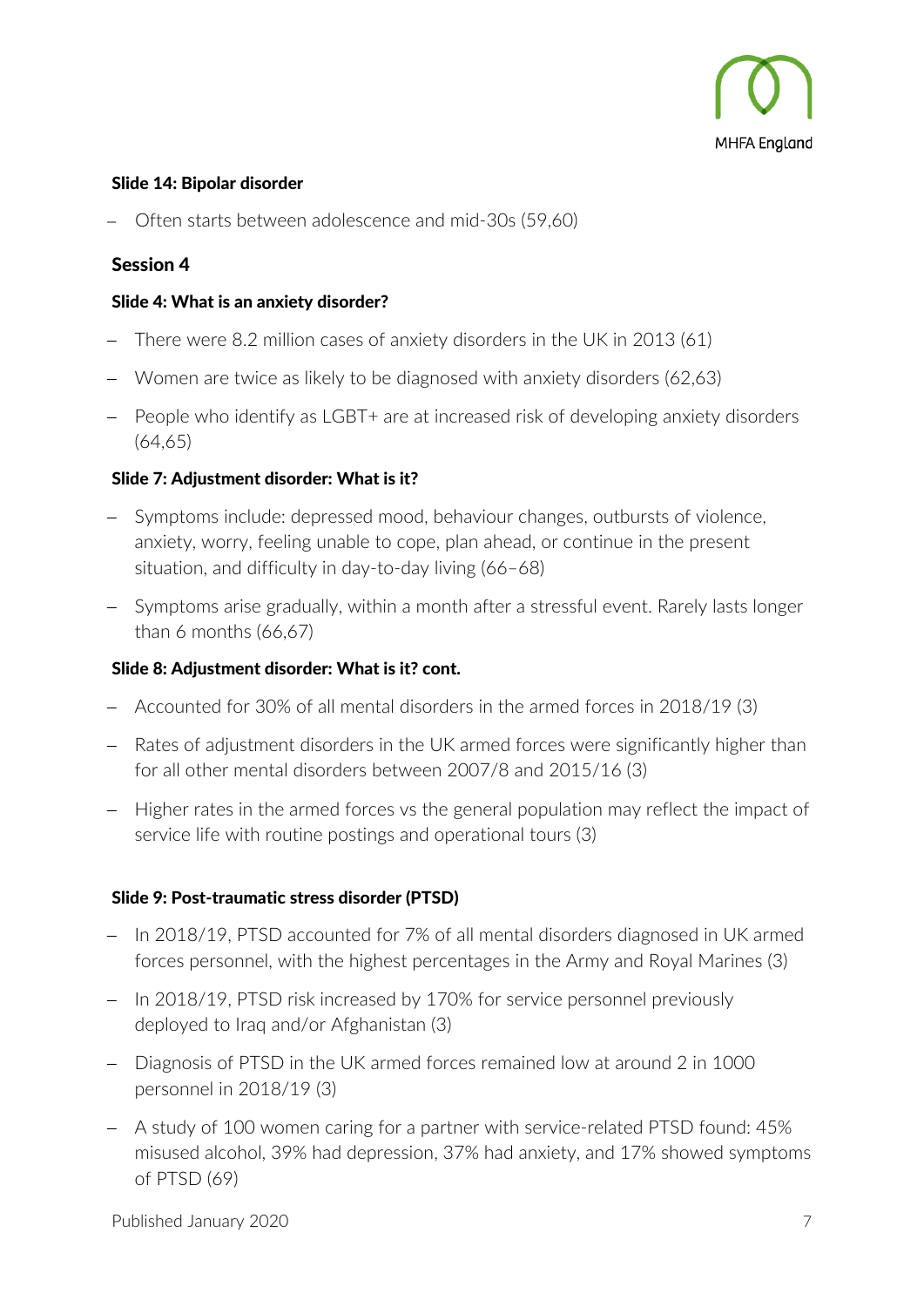### Slide 14: Bipolar disorder

- Often starts between adolescence and mid-30s (59,60)

## Session 4

### Slide 4: What is an anxiety disorder?

- There were 8.2 million cases of anxiety disorders in the UK in 2013 (61)
- Women are twice as likely to be diagnosed with anxiety disorders (62,63)
- People who identify as LGBT+ are at increased risk of developing anxiety disorders (64,65)

### Slide 7: Adjustment disorder: What is it?

- Symptoms include: depressed mood, behaviour changes, outbursts of violence, anxiety, worry, feeling unable to cope, plan ahead, or continue in the present situation, and difficulty in day-to-day living (66–68)
- Symptoms arise gradually, within a month after a stressful event. Rarely lasts longer than 6 months (66,67)

### Slide 8: Adjustment disorder: What is it? cont.

- Accounted for 30% of all mental disorders in the armed forces in 2018/19 (3)
- Rates of adjustment disorders in the UK armed forces were significantly higher than for all other mental disorders between 2007/8 and 2015/16 (3)
- Higher rates in the armed forces vs the general population may reflect the impact of service life with routine postings and operational tours (3)

### Slide 9: Post-traumatic stress disorder (PTSD)

- In 2018/19, PTSD accounted for 7% of all mental disorders diagnosed in UK armed forces personnel, with the highest percentages in the Army and Royal Marines (3)
- In 2018/19, PTSD risk increased by 170% for service personnel previously deployed to Iraq and/or Afghanistan (3)
- Diagnosis of PTSD in the UK armed forces remained low at around 2 in 1000 personnel in 2018/19 (3)
- A study of 100 women caring for a partner with service-related PTSD found: 45% misused alcohol, 39% had depression, 37% had anxiety, and 17% showed symptoms of PTSD (69)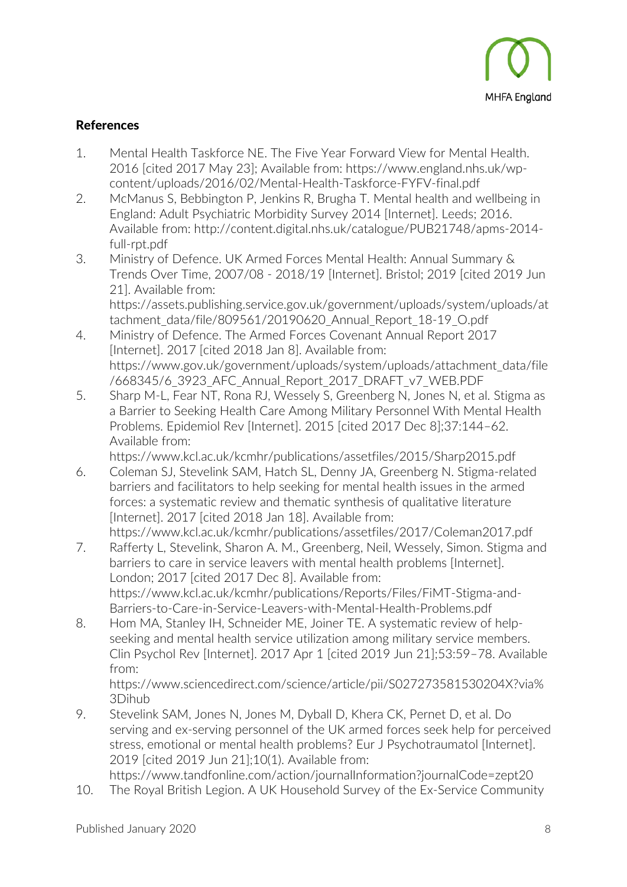## References

1. Mental Health Taskforce NE. The Five Year Forward View for Mental Health. 2016 [cited 2017 May 23]; Available from: https://www.england.nhs.uk/wp-content/uploads/2016/02/Mental-Health-Taskforce-FYFV-final.pdf
2. McManus S, Bebbington P, Jenkins R, Brugha T. Mental health and wellbeing in England: Adult Psychiatric Morbidity Survey 2014 [Internet]. Leeds; 2016. Available from: http://content.digital.nhs.uk/catalogue/PUB21748/apms-2014-full-rpt.pdf
3. Ministry of Defence. UK Armed Forces Mental Health: Annual Summary & Trends Over Time, 2007/08 - 2018/19 [Internet]. Bristol; 2019 [cited 2019 Jun 21]. Available from: https://assets.publishing.service.gov.uk/government/uploads/system/uploads/attachment_data/file/809561/20190620_Annual_Report_18-19_O.pdf
4. Ministry of Defence. The Armed Forces Covenant Annual Report 2017 [Internet]. 2017 [cited 2018 Jan 8]. Available from: https://www.gov.uk/government/uploads/system/uploads/attachment_data/file/668345/6_3923_AFC_Annual_Report_2017_DRAFT_v7_WEB.PDF
5. Sharp M-L, Fear NT, Rona RJ, Wessely S, Greenberg N, Jones N, et al. Stigma as a Barrier to Seeking Health Care Among Military Personnel With Mental Health Problems. Epidemiol Rev [Internet]. 2015 [cited 2017 Dec 8];37:144–62. Available from: https://www.kcl.ac.uk/kcmhr/publications/assetfiles/2015/Sharp2015.pdf
6. Coleman SJ, Stevelink SAM, Hatch SL, Denny JA, Greenberg N. Stigma-related barriers and facilitators to help seeking for mental health issues in the armed forces: a systematic review and thematic synthesis of qualitative literature [Internet]. 2017 [cited 2018 Jan 18]. Available from: https://www.kcl.ac.uk/kcmhr/publications/assetfiles/2017/Coleman2017.pdf
7. Rafferty L, Stevelink, Sharon A. M., Greenberg, Neil, Wessely, Simon. Stigma and barriers to care in service leavers with mental health problems [Internet]. London; 2017 [cited 2017 Dec 8]. Available from: https://www.kcl.ac.uk/kcmhr/publications/Reports/Files/FiMT-Stigma-and-Barriers-to-Care-in-Service-Leavers-with-Mental-Health-Problems.pdf
8. Hom MA, Stanley IH, Schneider ME, Joiner TE. A systematic review of help-seeking and mental health service utilization among military service members. Clin Psychol Rev [Internet]. 2017 Apr 1 [cited 2019 Jun 21];53:59–78. Available from: https://www.sciencedirect.com/science/article/pii/S027273581530204X?via%3Dihub
9. Stevelink SAM, Jones N, Jones M, Dyball D, Khera CK, Pernet D, et al. Do serving and ex-serving personnel of the UK armed forces seek help for perceived stress, emotional or mental health problems? Eur J Psychotraumatol [Internet]. 2019 [cited 2019 Jun 21];10(1). Available from: https://www.tandfonline.com/action/journalInformation?journalCode=zept20
10. The Royal British Legion. A UK Household Survey of the Ex-Service Community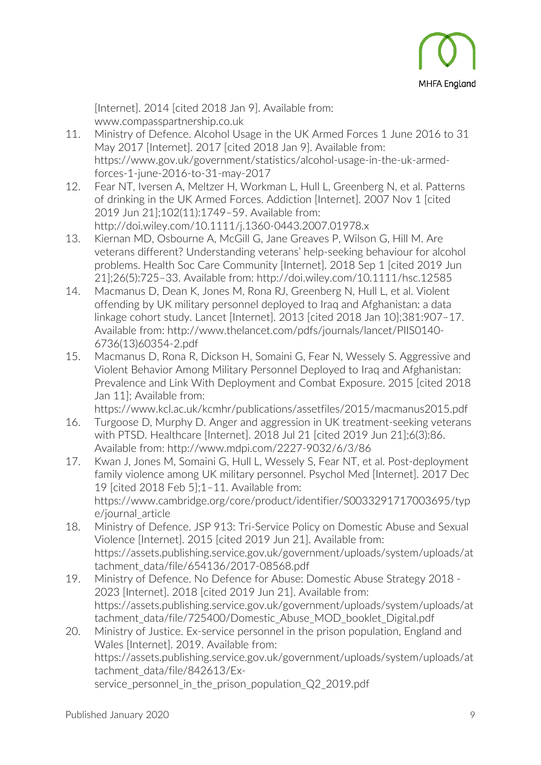[Internet]. 2014 [cited 2018 Jan 9]. Available from: www.compasspartnership.co.uk

11. Ministry of Defence. Alcohol Usage in the UK Armed Forces 1 June 2016 to 31 May 2017 [Internet]. 2017 [cited 2018 Jan 9]. Available from: https://www.gov.uk/government/statistics/alcohol-usage-in-the-uk-armed-forces-1-june-2016-to-31-may-2017
12. Fear NT, Iversen A, Meltzer H, Workman L, Hull L, Greenberg N, et al. Patterns of drinking in the UK Armed Forces. Addiction [Internet]. 2007 Nov 1 [cited 2019 Jun 21];102(11):1749–59. Available from: http://doi.wiley.com/10.1111/j.1360-0443.2007.01978.x
13. Kiernan MD, Osbourne A, McGill G, Jane Greaves P, Wilson G, Hill M. Are veterans different? Understanding veterans' help-seeking behaviour for alcohol problems. Health Soc Care Community [Internet]. 2018 Sep 1 [cited 2019 Jun 21];26(5):725–33. Available from: http://doi.wiley.com/10.1111/hsc.12585
14. Macmanus D, Dean K, Jones M, Rona RJ, Greenberg N, Hull L, et al. Violent offending by UK military personnel deployed to Iraq and Afghanistan: a data linkage cohort study. Lancet [Internet]. 2013 [cited 2018 Jan 10];381:907–17. Available from: http://www.thelancet.com/pdfs/journals/lancet/PIIS0140-6736(13)60354-2.pdf
15. Macmanus D, Rona R, Dickson H, Somaini G, Fear N, Wessely S. Aggressive and Violent Behavior Among Military Personnel Deployed to Iraq and Afghanistan: Prevalence and Link With Deployment and Combat Exposure. 2015 [cited 2018 Jan 11]; Available from: https://www.kcl.ac.uk/kcmhr/publications/assetfiles/2015/macmanus2015.pdf
16. Turgoose D, Murphy D. Anger and aggression in UK treatment-seeking veterans with PTSD. Healthcare [Internet]. 2018 Jul 21 [cited 2019 Jun 21];6(3):86. Available from: http://www.mdpi.com/2227-9032/6/3/86
17. Kwan J, Jones M, Somaini G, Hull L, Wessely S, Fear NT, et al. Post-deployment family violence among UK military personnel. Psychol Med [Internet]. 2017 Dec 19 [cited 2018 Feb 5];1–11. Available from: https://www.cambridge.org/core/product/identifier/S0033291717003695/type/journal_article
18. Ministry of Defence. JSP 913: Tri-Service Policy on Domestic Abuse and Sexual Violence [Internet]. 2015 [cited 2019 Jun 21]. Available from: https://assets.publishing.service.gov.uk/government/uploads/system/uploads/attachment_data/file/654136/2017-08568.pdf
19. Ministry of Defence. No Defence for Abuse: Domestic Abuse Strategy 2018 - 2023 [Internet]. 2018 [cited 2019 Jun 21]. Available from: https://assets.publishing.service.gov.uk/government/uploads/system/uploads/attachment_data/file/725400/Domestic_Abuse_MOD_booklet_Digital.pdf
20. Ministry of Justice. Ex-service personnel in the prison population, England and Wales [Internet]. 2019. Available from: https://assets.publishing.service.gov.uk/government/uploads/system/uploads/attachment_data/file/842613/Ex-service_personnel_in_the_prison_population_Q2_2019.pdf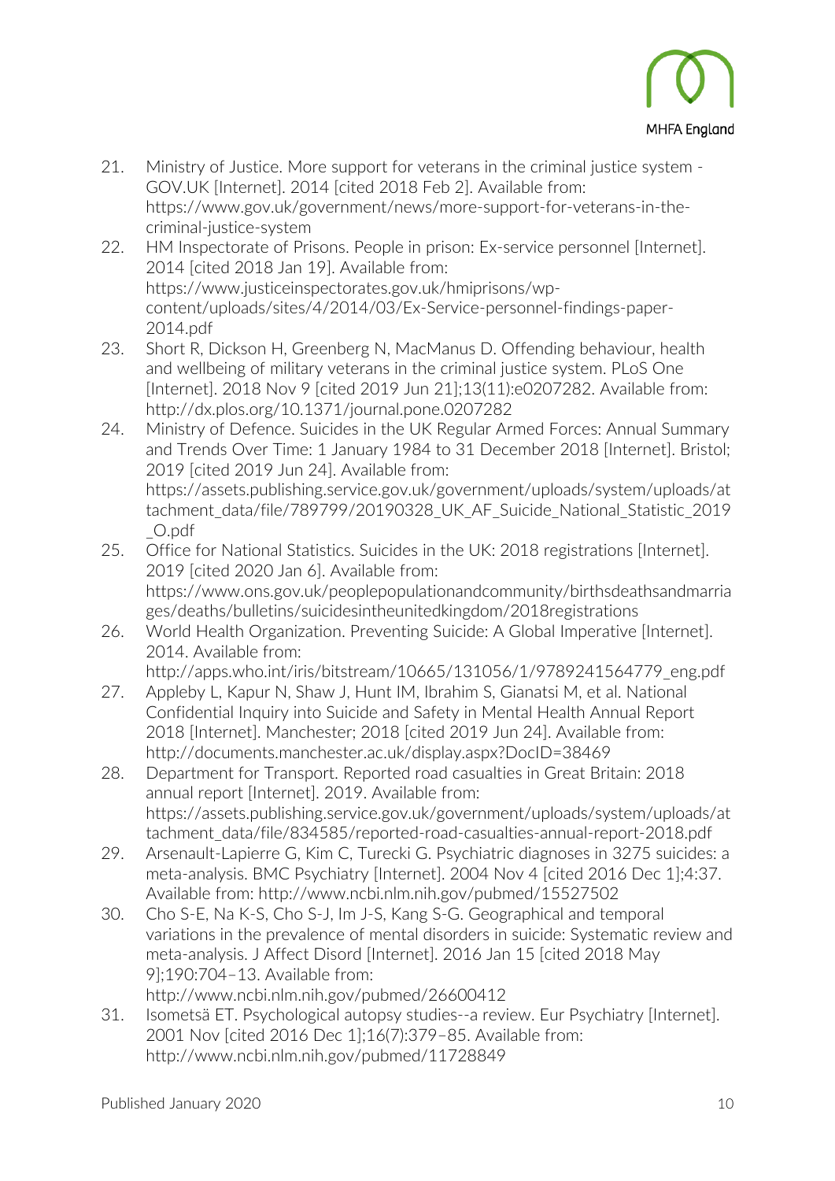21. Ministry of Justice. More support for veterans in the criminal justice system - GOV.UK [Internet]. 2014 [cited 2018 Feb 2]. Available from: https://www.gov.uk/government/news/more-support-for-veterans-in-the-criminal-justice-system
22. HM Inspectorate of Prisons. People in prison: Ex-service personnel [Internet]. 2014 [cited 2018 Jan 19]. Available from: https://www.justiceinspectorates.gov.uk/hmiprisons/wp-content/uploads/sites/4/2014/03/Ex-Service-personnel-findings-paper-2014.pdf
23. Short R, Dickson H, Greenberg N, MacManus D. Offending behaviour, health and wellbeing of military veterans in the criminal justice system. PLoS One [Internet]. 2018 Nov 9 [cited 2019 Jun 21];13(11):e0207282. Available from: http://dx.plos.org/10.1371/journal.pone.0207282
24. Ministry of Defence. Suicides in the UK Regular Armed Forces: Annual Summary and Trends Over Time: 1 January 1984 to 31 December 2018 [Internet]. Bristol; 2019 [cited 2019 Jun 24]. Available from: https://assets.publishing.service.gov.uk/government/uploads/system/uploads/attachment_data/file/789799/20190328_UK_AF_Suicide_National_Statistic_2019_O.pdf
25. Office for National Statistics. Suicides in the UK: 2018 registrations [Internet]. 2019 [cited 2020 Jan 6]. Available from: https://www.ons.gov.uk/peoplepopulationandcommunity/birthsdeathsandmarriages/deaths/bulletins/suicidesintheunitedkingdom/2018registrations
26. World Health Organization. Preventing Suicide: A Global Imperative [Internet]. 2014. Available from: http://apps.who.int/iris/bitstream/10665/131056/1/9789241564779_eng.pdf
27. Appleby L, Kapur N, Shaw J, Hunt IM, Ibrahim S, Gianatsi M, et al. National Confidential Inquiry into Suicide and Safety in Mental Health Annual Report 2018 [Internet]. Manchester; 2018 [cited 2019 Jun 24]. Available from: http://documents.manchester.ac.uk/display.aspx?DocID=38469
28. Department for Transport. Reported road casualties in Great Britain: 2018 annual report [Internet]. 2019. Available from: https://assets.publishing.service.gov.uk/government/uploads/system/uploads/attachment_data/file/834585/reported-road-casualties-annual-report-2018.pdf
29. Arsenault-Lapierre G, Kim C, Turecki G. Psychiatric diagnoses in 3275 suicides: a meta-analysis. BMC Psychiatry [Internet]. 2004 Nov 4 [cited 2016 Dec 1];4:37. Available from: http://www.ncbi.nlm.nih.gov/pubmed/15527502
30. Cho S-E, Na K-S, Cho S-J, Im J-S, Kang S-G. Geographical and temporal variations in the prevalence of mental disorders in suicide: Systematic review and meta-analysis. J Affect Disord [Internet]. 2016 Jan 15 [cited 2018 May 9];190:704–13. Available from: http://www.ncbi.nlm.nih.gov/pubmed/26600412
31. Isometsä ET. Psychological autopsy studies--a review. Eur Psychiatry [Internet]. 2001 Nov [cited 2016 Dec 1];16(7):379–85. Available from: http://www.ncbi.nlm.nih.gov/pubmed/11728849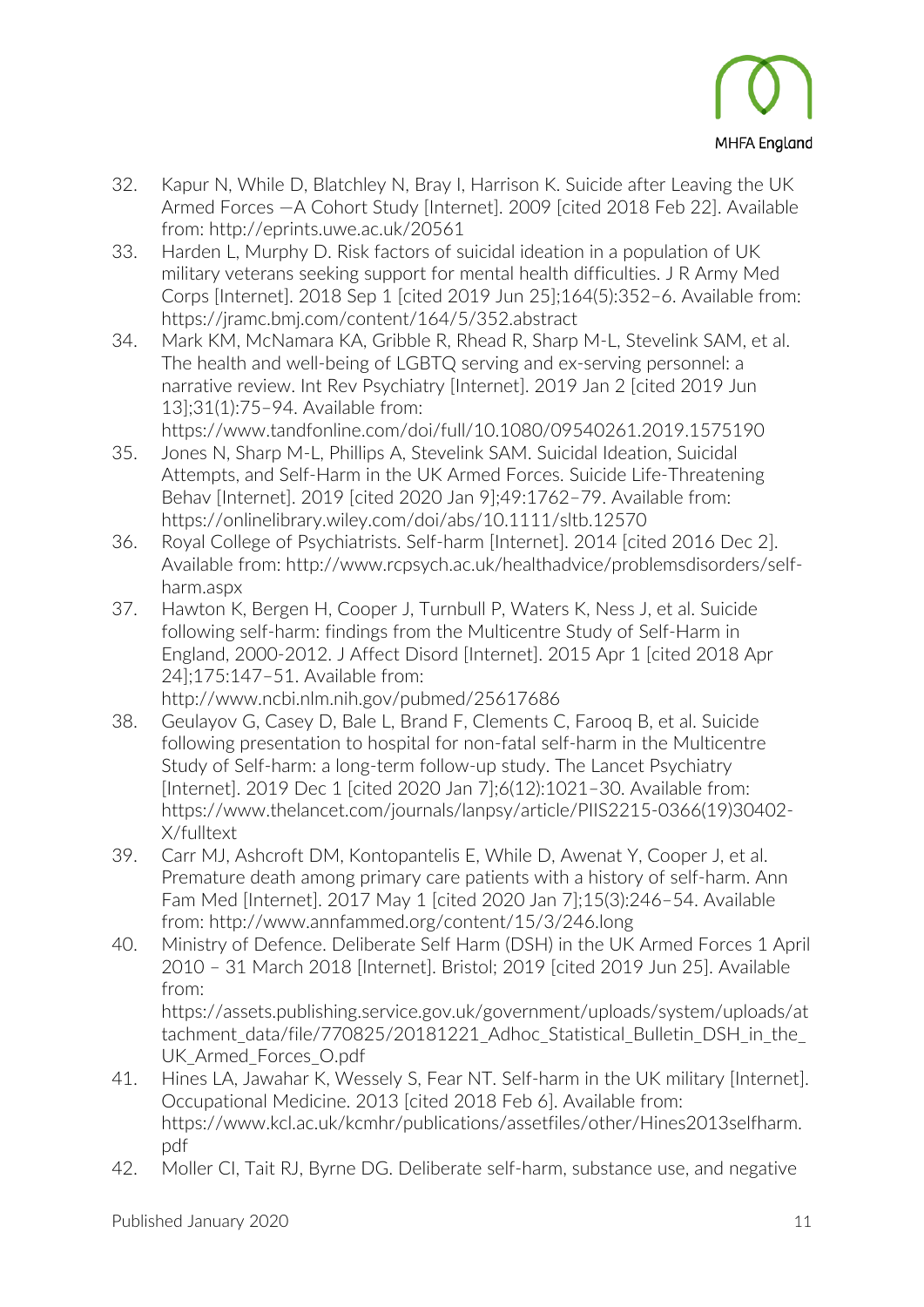32. Kapur N, While D, Blatchley N, Bray I, Harrison K. Suicide after Leaving the UK Armed Forces —A Cohort Study [Internet]. 2009 [cited 2018 Feb 22]. Available from: http://eprints.uwe.ac.uk/20561
33. Harden L, Murphy D. Risk factors of suicidal ideation in a population of UK military veterans seeking support for mental health difficulties. J R Army Med Corps [Internet]. 2018 Sep 1 [cited 2019 Jun 25];164(5):352–6. Available from: https://jramc.bmj.com/content/164/5/352.abstract
34. Mark KM, McNamara KA, Gribble R, Rhead R, Sharp M-L, Stevelink SAM, et al. The health and well-being of LGBTQ serving and ex-serving personnel: a narrative review. Int Rev Psychiatry [Internet]. 2019 Jan 2 [cited 2019 Jun 13];31(1):75–94. Available from: https://www.tandfonline.com/doi/full/10.1080/09540261.2019.1575190
35. Jones N, Sharp M-L, Phillips A, Stevelink SAM. Suicidal Ideation, Suicidal Attempts, and Self-Harm in the UK Armed Forces. Suicide Life-Threatening Behav [Internet]. 2019 [cited 2020 Jan 9];49:1762–79. Available from: https://onlinelibrary.wiley.com/doi/abs/10.1111/sltb.12570
36. Royal College of Psychiatrists. Self-harm [Internet]. 2014 [cited 2016 Dec 2]. Available from: http://www.rcpsych.ac.uk/healthadvice/problemsdisorders/self-harm.aspx
37. Hawton K, Bergen H, Cooper J, Turnbull P, Waters K, Ness J, et al. Suicide following self-harm: findings from the Multicentre Study of Self-Harm in England, 2000-2012. J Affect Disord [Internet]. 2015 Apr 1 [cited 2018 Apr 24];175:147–51. Available from: http://www.ncbi.nlm.nih.gov/pubmed/25617686
38. Geulayov G, Casey D, Bale L, Brand F, Clements C, Farooq B, et al. Suicide following presentation to hospital for non-fatal self-harm in the Multicentre Study of Self-harm: a long-term follow-up study. The Lancet Psychiatry [Internet]. 2019 Dec 1 [cited 2020 Jan 7];6(12):1021–30. Available from: https://www.thelancet.com/journals/lanpsy/article/PIIS2215-0366(19)30402-X/fulltext
39. Carr MJ, Ashcroft DM, Kontopantelis E, While D, Awenat Y, Cooper J, et al. Premature death among primary care patients with a history of self-harm. Ann Fam Med [Internet]. 2017 May 1 [cited 2020 Jan 7];15(3):246–54. Available from: http://www.annfammed.org/content/15/3/246.long
40. Ministry of Defence. Deliberate Self Harm (DSH) in the UK Armed Forces 1 April 2010 – 31 March 2018 [Internet]. Bristol; 2019 [cited 2019 Jun 25]. Available from: https://assets.publishing.service.gov.uk/government/uploads/system/uploads/attachment_data/file/770825/20181221_Adhoc_Statistical_Bulletin_DSH_in_the_UK_Armed_Forces_O.pdf
41. Hines LA, Jawahar K, Wessely S, Fear NT. Self-harm in the UK military [Internet]. Occupational Medicine. 2013 [cited 2018 Feb 6]. Available from: https://www.kcl.ac.uk/kcmhr/publications/assetfiles/other/Hines2013selfharm.pdf
42. Moller CI, Tait RJ, Byrne DG. Deliberate self-harm, substance use, and negative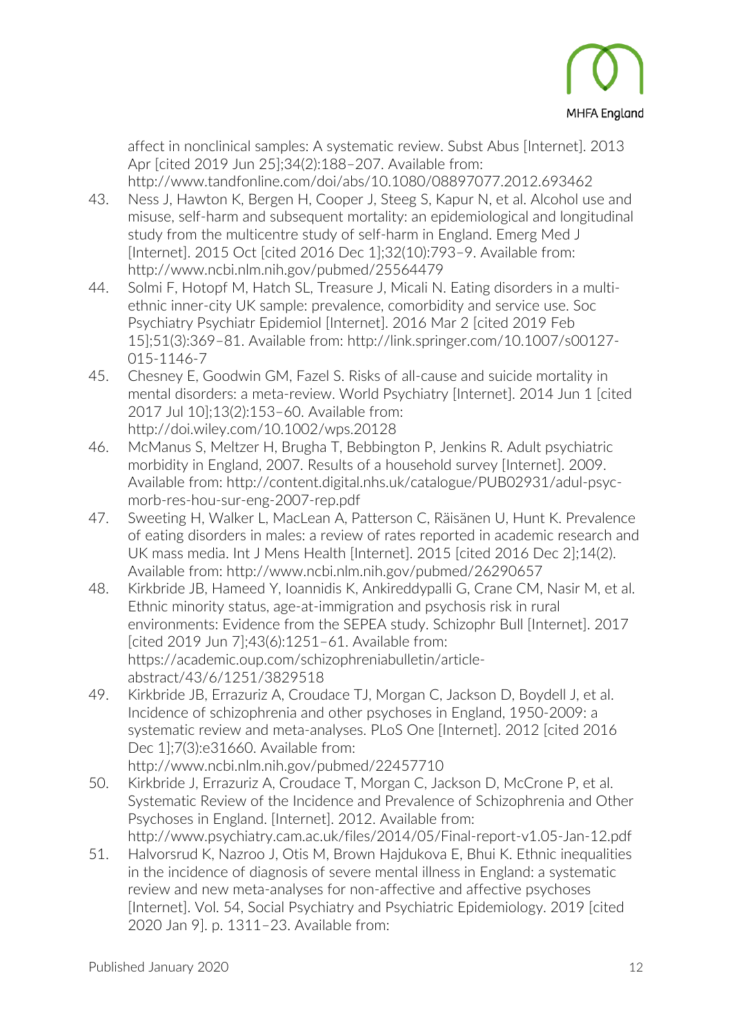affect in nonclinical samples: A systematic review. Subst Abus [Internet]. 2013 Apr [cited 2019 Jun 25];34(2):188–207. Available from: http://www.tandfonline.com/doi/abs/10.1080/08897077.2012.693462

43. Ness J, Hawton K, Bergen H, Cooper J, Steeg S, Kapur N, et al. Alcohol use and misuse, self-harm and subsequent mortality: an epidemiological and longitudinal study from the multicentre study of self-harm in England. Emerg Med J [Internet]. 2015 Oct [cited 2016 Dec 1];32(10):793–9. Available from: http://www.ncbi.nlm.nih.gov/pubmed/25564479
44. Solmi F, Hotopf M, Hatch SL, Treasure J, Micali N. Eating disorders in a multi-ethnic inner-city UK sample: prevalence, comorbidity and service use. Soc Psychiatry Psychiatr Epidemiol [Internet]. 2016 Mar 2 [cited 2019 Feb 15];51(3):369–81. Available from: http://link.springer.com/10.1007/s00127-015-1146-7
45. Chesney E, Goodwin GM, Fazel S. Risks of all-cause and suicide mortality in mental disorders: a meta-review. World Psychiatry [Internet]. 2014 Jun 1 [cited 2017 Jul 10];13(2):153–60. Available from: http://doi.wiley.com/10.1002/wps.20128
46. McManus S, Meltzer H, Brugha T, Bebbington P, Jenkins R. Adult psychiatric morbidity in England, 2007. Results of a household survey [Internet]. 2009. Available from: http://content.digital.nhs.uk/catalogue/PUB02931/adul-psyc-morb-res-hou-sur-eng-2007-rep.pdf
47. Sweeting H, Walker L, MacLean A, Patterson C, Räisänen U, Hunt K. Prevalence of eating disorders in males: a review of rates reported in academic research and UK mass media. Int J Mens Health [Internet]. 2015 [cited 2016 Dec 2];14(2). Available from: http://www.ncbi.nlm.nih.gov/pubmed/26290657
48. Kirkbride JB, Hameed Y, Ioannidis K, Ankireddypalli G, Crane CM, Nasir M, et al. Ethnic minority status, age-at-immigration and psychosis risk in rural environments: Evidence from the SEPEA study. Schizophr Bull [Internet]. 2017 [cited 2019 Jun 7];43(6):1251–61. Available from: https://academic.oup.com/schizophreniabulletin/article-abstract/43/6/1251/3829518
49. Kirkbride JB, Errazuriz A, Croudace TJ, Morgan C, Jackson D, Boydell J, et al. Incidence of schizophrenia and other psychoses in England, 1950-2009: a systematic review and meta-analyses. PLoS One [Internet]. 2012 [cited 2016 Dec 1];7(3):e31660. Available from: http://www.ncbi.nlm.nih.gov/pubmed/22457710
50. Kirkbride J, Errazuriz A, Croudace T, Morgan C, Jackson D, McCrone P, et al. Systematic Review of the Incidence and Prevalence of Schizophrenia and Other Psychoses in England. [Internet]. 2012. Available from: http://www.psychiatry.cam.ac.uk/files/2014/05/Final-report-v1.05-Jan-12.pdf
51. Halvorsrud K, Nazroo J, Otis M, Brown Hajdukova E, Bhui K. Ethnic inequalities in the incidence of diagnosis of severe mental illness in England: a systematic review and new meta-analyses for non-affective and affective psychoses [Internet]. Vol. 54, Social Psychiatry and Psychiatric Epidemiology. 2019 [cited 2020 Jan 9]. p. 1311–23. Available from: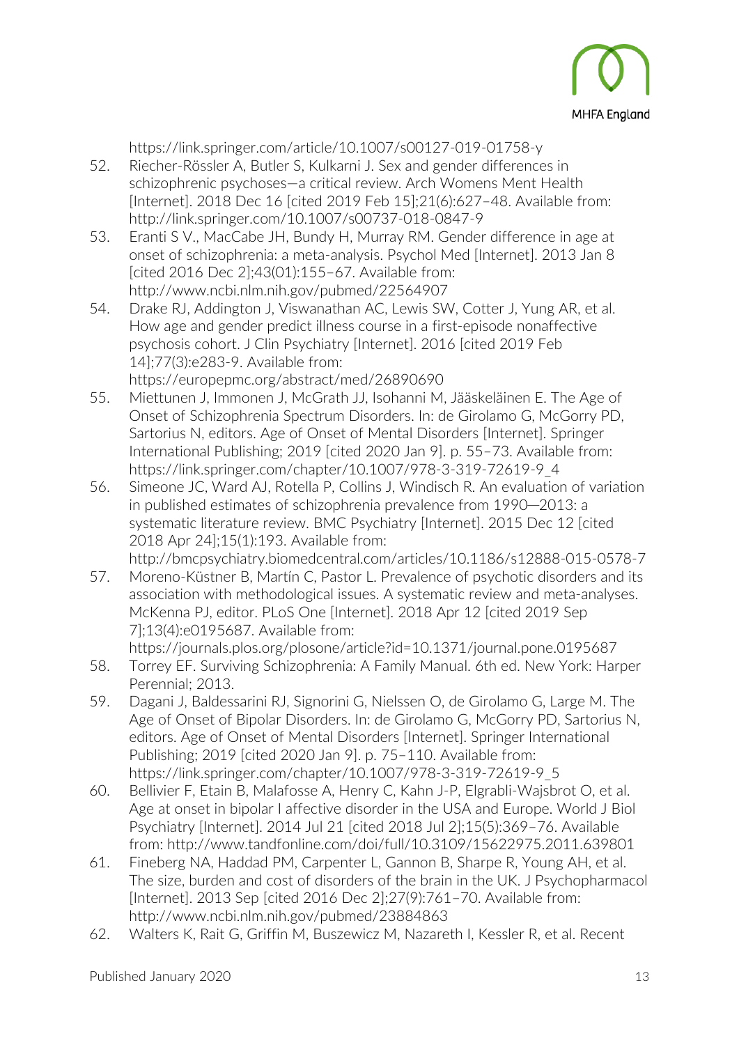https://link.springer.com/article/10.1007/s00127-019-01758-y

52. Riecher-Rössler A, Butler S, Kulkarni J. Sex and gender differences in schizophrenic psychoses—a critical review. Arch Womens Ment Health [Internet]. 2018 Dec 16 [cited 2019 Feb 15];21(6):627–48. Available from: http://link.springer.com/10.1007/s00737-018-0847-9
53. Eranti S V., MacCabe JH, Bundy H, Murray RM. Gender difference in age at onset of schizophrenia: a meta-analysis. Psychol Med [Internet]. 2013 Jan 8 [cited 2016 Dec 2];43(01):155–67. Available from: http://www.ncbi.nlm.nih.gov/pubmed/22564907
54. Drake RJ, Addington J, Viswanathan AC, Lewis SW, Cotter J, Yung AR, et al. How age and gender predict illness course in a first-episode nonaffective psychosis cohort. J Clin Psychiatry [Internet]. 2016 [cited 2019 Feb 14];77(3):e283-9. Available from: https://europepmc.org/abstract/med/26890690
55. Miettunen J, Immonen J, McGrath JJ, Isohanni M, Jääskeläinen E. The Age of Onset of Schizophrenia Spectrum Disorders. In: de Girolamo G, McGorry PD, Sartorius N, editors. Age of Onset of Mental Disorders [Internet]. Springer International Publishing; 2019 [cited 2020 Jan 9]. p. 55–73. Available from: https://link.springer.com/chapter/10.1007/978-3-319-72619-9_4
56. Simeone JC, Ward AJ, Rotella P, Collins J, Windisch R. An evaluation of variation in published estimates of schizophrenia prevalence from 1990─2013: a systematic literature review. BMC Psychiatry [Internet]. 2015 Dec 12 [cited 2018 Apr 24];15(1):193. Available from: http://bmcpsychiatry.biomedcentral.com/articles/10.1186/s12888-015-0578-7
57. Moreno-Küstner B, Martín C, Pastor L. Prevalence of psychotic disorders and its association with methodological issues. A systematic review and meta-analyses. McKenna PJ, editor. PLoS One [Internet]. 2018 Apr 12 [cited 2019 Sep 7];13(4):e0195687. Available from: https://journals.plos.org/plosone/article?id=10.1371/journal.pone.0195687
58. Torrey EF. Surviving Schizophrenia: A Family Manual. 6th ed. New York: Harper Perennial; 2013.
59. Dagani J, Baldessarini RJ, Signorini G, Nielssen O, de Girolamo G, Large M. The Age of Onset of Bipolar Disorders. In: de Girolamo G, McGorry PD, Sartorius N, editors. Age of Onset of Mental Disorders [Internet]. Springer International Publishing; 2019 [cited 2020 Jan 9]. p. 75–110. Available from: https://link.springer.com/chapter/10.1007/978-3-319-72619-9_5
60. Bellivier F, Etain B, Malafosse A, Henry C, Kahn J-P, Elgrabli-Wajsbrot O, et al. Age at onset in bipolar I affective disorder in the USA and Europe. World J Biol Psychiatry [Internet]. 2014 Jul 21 [cited 2018 Jul 2];15(5):369–76. Available from: http://www.tandfonline.com/doi/full/10.3109/15622975.2011.639801
61. Fineberg NA, Haddad PM, Carpenter L, Gannon B, Sharpe R, Young AH, et al. The size, burden and cost of disorders of the brain in the UK. J Psychopharmacol [Internet]. 2013 Sep [cited 2016 Dec 2];27(9):761–70. Available from: http://www.ncbi.nlm.nih.gov/pubmed/23884863
62. Walters K, Rait G, Griffin M, Buszewicz M, Nazareth I, Kessler R, et al. Recent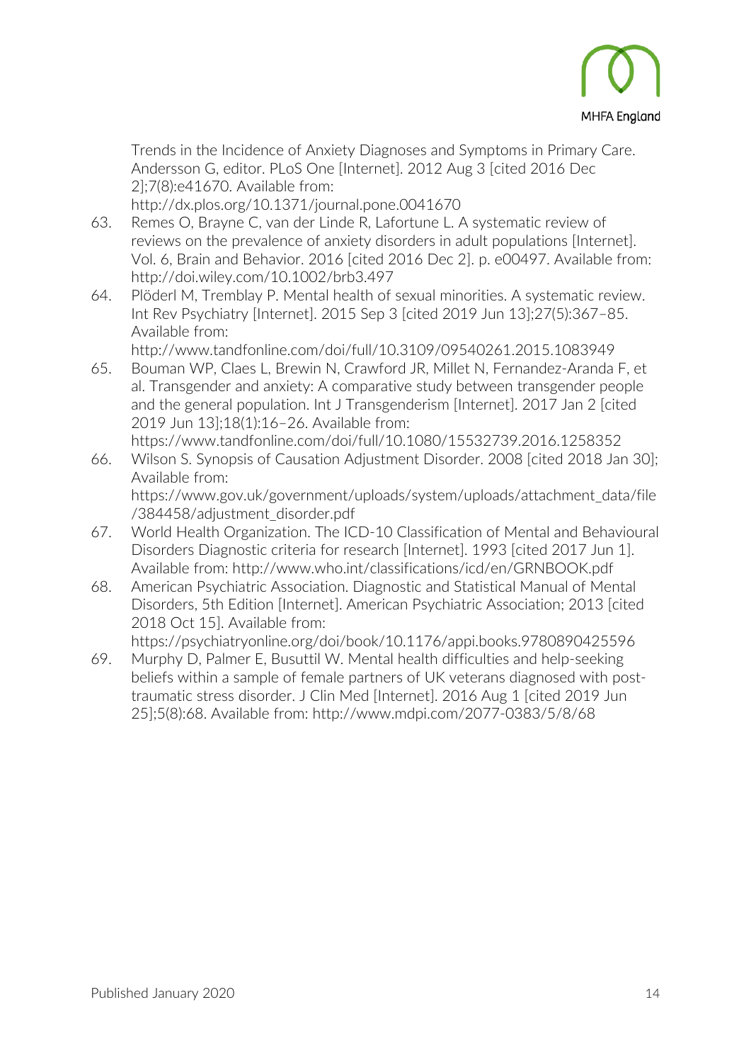Trends in the Incidence of Anxiety Diagnoses and Symptoms in Primary Care. Andersson G, editor. PLoS One [Internet]. 2012 Aug 3 [cited 2016 Dec 2];7(8):e41670. Available from: http://dx.plos.org/10.1371/journal.pone.0041670

63. Remes O, Brayne C, van der Linde R, Lafortune L. A systematic review of reviews on the prevalence of anxiety disorders in adult populations [Internet]. Vol. 6, Brain and Behavior. 2016 [cited 2016 Dec 2]. p. e00497. Available from: http://doi.wiley.com/10.1002/brb3.497
64. Plöderl M, Tremblay P. Mental health of sexual minorities. A systematic review. Int Rev Psychiatry [Internet]. 2015 Sep 3 [cited 2019 Jun 13];27(5):367–85. Available from: http://www.tandfonline.com/doi/full/10.3109/09540261.2015.1083949
65. Bouman WP, Claes L, Brewin N, Crawford JR, Millet N, Fernandez-Aranda F, et al. Transgender and anxiety: A comparative study between transgender people and the general population. Int J Transgenderism [Internet]. 2017 Jan 2 [cited 2019 Jun 13];18(1):16–26. Available from: https://www.tandfonline.com/doi/full/10.1080/15532739.2016.1258352
66. Wilson S. Synopsis of Causation Adjustment Disorder. 2008 [cited 2018 Jan 30]; Available from: https://www.gov.uk/government/uploads/system/uploads/attachment_data/file/384458/adjustment_disorder.pdf
67. World Health Organization. The ICD-10 Classification of Mental and Behavioural Disorders Diagnostic criteria for research [Internet]. 1993 [cited 2017 Jun 1]. Available from: http://www.who.int/classifications/icd/en/GRNBOOK.pdf
68. American Psychiatric Association. Diagnostic and Statistical Manual of Mental Disorders, 5th Edition [Internet]. American Psychiatric Association; 2013 [cited 2018 Oct 15]. Available from: https://psychiatryonline.org/doi/book/10.1176/appi.books.9780890425596
69. Murphy D, Palmer E, Busuttil W. Mental health difficulties and help-seeking beliefs within a sample of female partners of UK veterans diagnosed with post-traumatic stress disorder. J Clin Med [Internet]. 2016 Aug 1 [cited 2019 Jun 25];5(8):68. Available from: http://www.mdpi.com/2077-0383/5/8/68